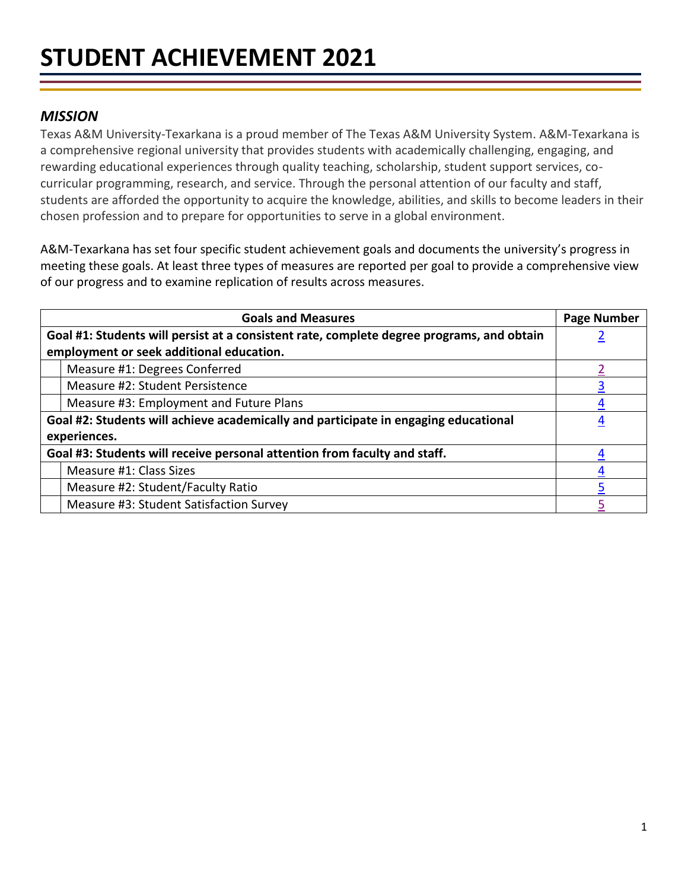# STUDENT ACHIEVEMENT 2021

## *MISSION*

Texas A&M University-Texarkana is a proud member of The Texas A&M University System. A&M-Texarkana is a comprehensive regional university that provides students with academically challenging, engaging, and rewarding educational experiences through quality teaching, scholarship, student support services, co-curricular programming, research, and service. Through the personal attention of our faculty and staff, students are afforded the opportunity to acquire the knowledge, abilities, and skills to become leaders in their chosen profession and to prepare for opportunities to serve in a global environment.

A&M-Texarkana has set four specific student achievement goals and documents the university's progress in meeting these goals. At least three types of measures are reported per goal to provide a comprehensive view of our progress and to examine replication of results across measures.

| Goals and Measures | | Page Number |
|---|---|---|
| **Goal #1: Students will persist at a consistent rate, complete degree programs, and obtain employment or seek additional education.** | | 2 |
| | Measure #1: Degrees Conferred | 2 |
| | Measure #2: Student Persistence | 3 |
| | Measure #3: Employment and Future Plans | 4 |
| **Goal #2: Students will achieve academically and participate in engaging educational experiences.** | | 4 |
| **Goal #3: Students will receive personal attention from faculty and staff.** | | 4 |
| | Measure #1: Class Sizes | 4 |
| | Measure #2: Student/Faculty Ratio | 5 |
| | Measure #3: Student Satisfaction Survey | 5 |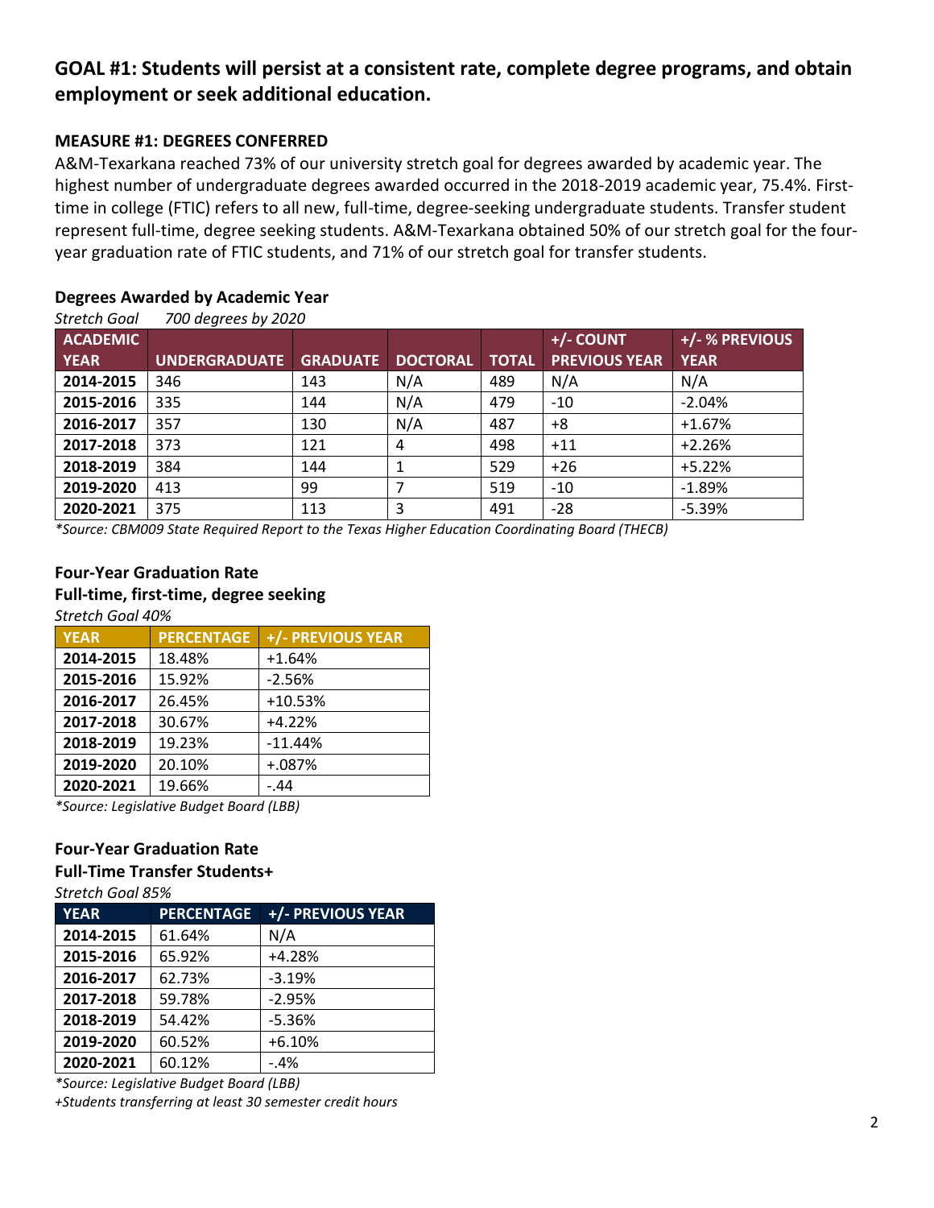## GOAL #1: Students will persist at a consistent rate, complete degree programs, and obtain employment or seek additional education.

### MEASURE #1: DEGREES CONFERRED

A&M-Texarkana reached 73% of our university stretch goal for degrees awarded by academic year. The highest number of undergraduate degrees awarded occurred in the 2018-2019 academic year, 75.4%. First-time in college (FTIC) refers to all new, full-time, degree-seeking undergraduate students. Transfer student represent full-time, degree seeking students. A&M-Texarkana obtained 50% of our stretch goal for the four-year graduation rate of FTIC students, and 71% of our stretch goal for transfer students.

**Degrees Awarded by Academic Year**

*Stretch Goal 700 degrees by 2020*

| ACADEMIC YEAR | UNDERGRADUATE | GRADUATE | DOCTORAL | TOTAL | +/- COUNT PREVIOUS YEAR | +/- % PREVIOUS YEAR |
|---|---|---|---|---|---|---|
| **2014-2015** | 346 | 143 | N/A | 489 | N/A | N/A |
| **2015-2016** | 335 | 144 | N/A | 479 | -10 | -2.04% |
| **2016-2017** | 357 | 130 | N/A | 487 | +8 | +1.67% |
| **2017-2018** | 373 | 121 | 4 | 498 | +11 | +2.26% |
| **2018-2019** | 384 | 144 | 1 | 529 | +26 | +5.22% |
| **2019-2020** | 413 | 99 | 7 | 519 | -10 | -1.89% |
| **2020-2021** | 375 | 113 | 3 | 491 | -28 | -5.39% |

*\*Source: CBM009 State Required Report to the Texas Higher Education Coordinating Board (THECB)*

**Four-Year Graduation Rate**
**Full-time, first-time, degree seeking**

*Stretch Goal 40%*

| YEAR | PERCENTAGE | +/- PREVIOUS YEAR |
|---|---|---|
| **2014-2015** | 18.48% | +1.64% |
| **2015-2016** | 15.92% | -2.56% |
| **2016-2017** | 26.45% | +10.53% |
| **2017-2018** | 30.67% | +4.22% |
| **2018-2019** | 19.23% | -11.44% |
| **2019-2020** | 20.10% | +.087% |
| **2020-2021** | 19.66% | -.44 |

*\*Source: Legislative Budget Board (LBB)*

**Four-Year Graduation Rate**
**Full-Time Transfer Students+**

*Stretch Goal 85%*

| YEAR | PERCENTAGE | +/- PREVIOUS YEAR |
|---|---|---|
| **2014-2015** | 61.64% | N/A |
| **2015-2016** | 65.92% | +4.28% |
| **2016-2017** | 62.73% | -3.19% |
| **2017-2018** | 59.78% | -2.95% |
| **2018-2019** | 54.42% | -5.36% |
| **2019-2020** | 60.52% | +6.10% |
| **2020-2021** | 60.12% | -.4% |

*\*Source: Legislative Budget Board (LBB)*

*+Students transferring at least 30 semester credit hours*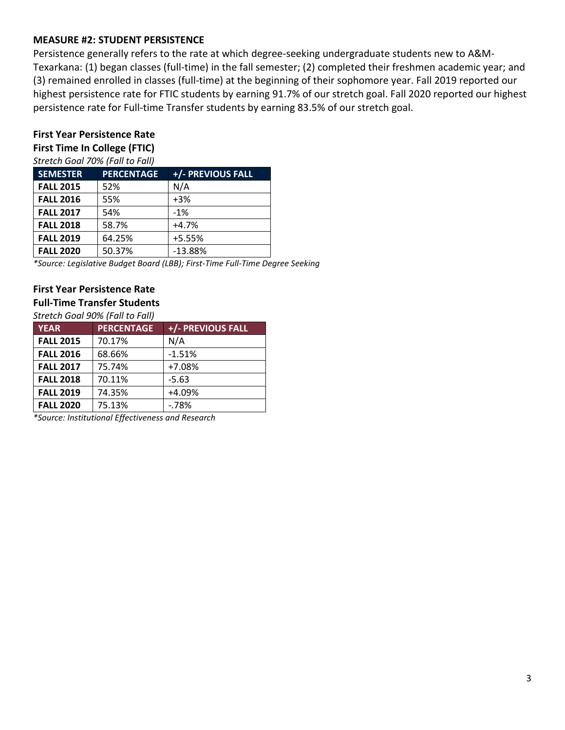**MEASURE #2: STUDENT PERSISTENCE**

Persistence generally refers to the rate at which degree-seeking undergraduate students new to A&M-Texarkana: (1) began classes (full-time) in the fall semester; (2) completed their freshmen academic year; and (3) remained enrolled in classes (full-time) at the beginning of their sophomore year. Fall 2019 reported our highest persistence rate for FTIC students by earning 91.7% of our stretch goal. Fall 2020 reported our highest persistence rate for Full-time Transfer students by earning 83.5% of our stretch goal.

**First Year Persistence Rate**
**First Time In College (FTIC)**
*Stretch Goal 70% (Fall to Fall)*

| SEMESTER | PERCENTAGE | +/- PREVIOUS FALL |
|---|---|---|
| **FALL 2015** | 52% | N/A |
| **FALL 2016** | 55% | +3% |
| **FALL 2017** | 54% | -1% |
| **FALL 2018** | 58.7% | +4.7% |
| **FALL 2019** | 64.25% | +5.55% |
| **FALL 2020** | 50.37% | -13.88% |

**Source: Legislative Budget Board (LBB); First-Time Full-Time Degree Seeking*

**First Year Persistence Rate**
**Full-Time Transfer Students**
*Stretch Goal 90% (Fall to Fall)*

| YEAR | PERCENTAGE | +/- PREVIOUS FALL |
|---|---|---|
| **FALL 2015** | 70.17% | N/A |
| **FALL 2016** | 68.66% | -1.51% |
| **FALL 2017** | 75.74% | +7.08% |
| **FALL 2018** | 70.11% | -5.63 |
| **FALL 2019** | 74.35% | +4.09% |
| **FALL 2020** | 75.13% | -.78% |

**Source: Institutional Effectiveness and Research*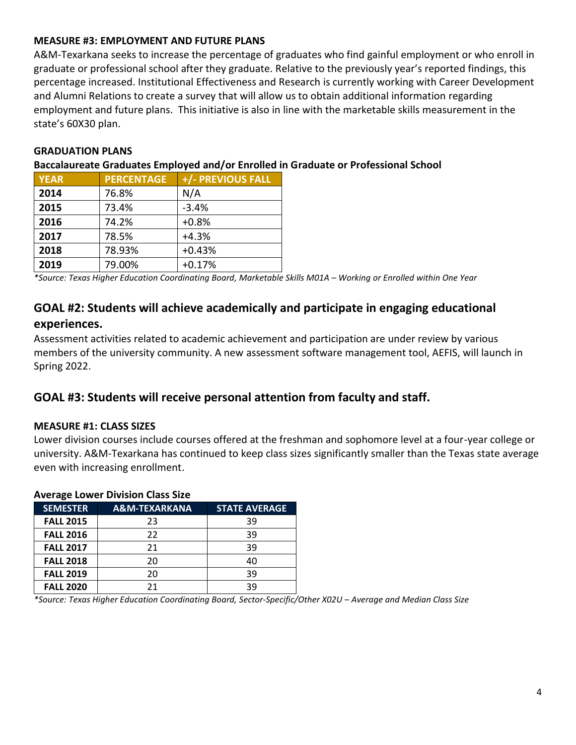**MEASURE #3: EMPLOYMENT AND FUTURE PLANS**

A&M-Texarkana seeks to increase the percentage of graduates who find gainful employment or who enroll in graduate or professional school after they graduate. Relative to the previously year's reported findings, this percentage increased. Institutional Effectiveness and Research is currently working with Career Development and Alumni Relations to create a survey that will allow us to obtain additional information regarding employment and future plans. This initiative is also in line with the marketable skills measurement in the state's 60X30 plan.

**GRADUATION PLANS**

**Baccalaureate Graduates Employed and/or Enrolled in Graduate or Professional School**

| YEAR | PERCENTAGE | +/- PREVIOUS FALL |
|---|---|---|
| **2014** | 76.8% | N/A |
| **2015** | 73.4% | -3.4% |
| **2016** | 74.2% | +0.8% |
| **2017** | 78.5% | +4.3% |
| **2018** | 78.93% | +0.43% |
| **2019** | 79.00% | +0.17% |

*\*Source: Texas Higher Education Coordinating Board, Marketable Skills M01A – Working or Enrolled within One Year*

## GOAL #2: Students will achieve academically and participate in engaging educational experiences.

Assessment activities related to academic achievement and participation are under review by various members of the university community. A new assessment software management tool, AEFIS, will launch in Spring 2022.

## GOAL #3: Students will receive personal attention from faculty and staff.

**MEASURE #1: CLASS SIZES**

Lower division courses include courses offered at the freshman and sophomore level at a four-year college or university. A&M-Texarkana has continued to keep class sizes significantly smaller than the Texas state average even with increasing enrollment.

**Average Lower Division Class Size**

| SEMESTER | A&M-TEXARKANA | STATE AVERAGE |
|---|---|---|
| **FALL 2015** | 23 | 39 |
| **FALL 2016** | 22 | 39 |
| **FALL 2017** | 21 | 39 |
| **FALL 2018** | 20 | 40 |
| **FALL 2019** | 20 | 39 |
| **FALL 2020** | 21 | 39 |

*\*Source: Texas Higher Education Coordinating Board, Sector-Specific/Other X02U – Average and Median Class Size*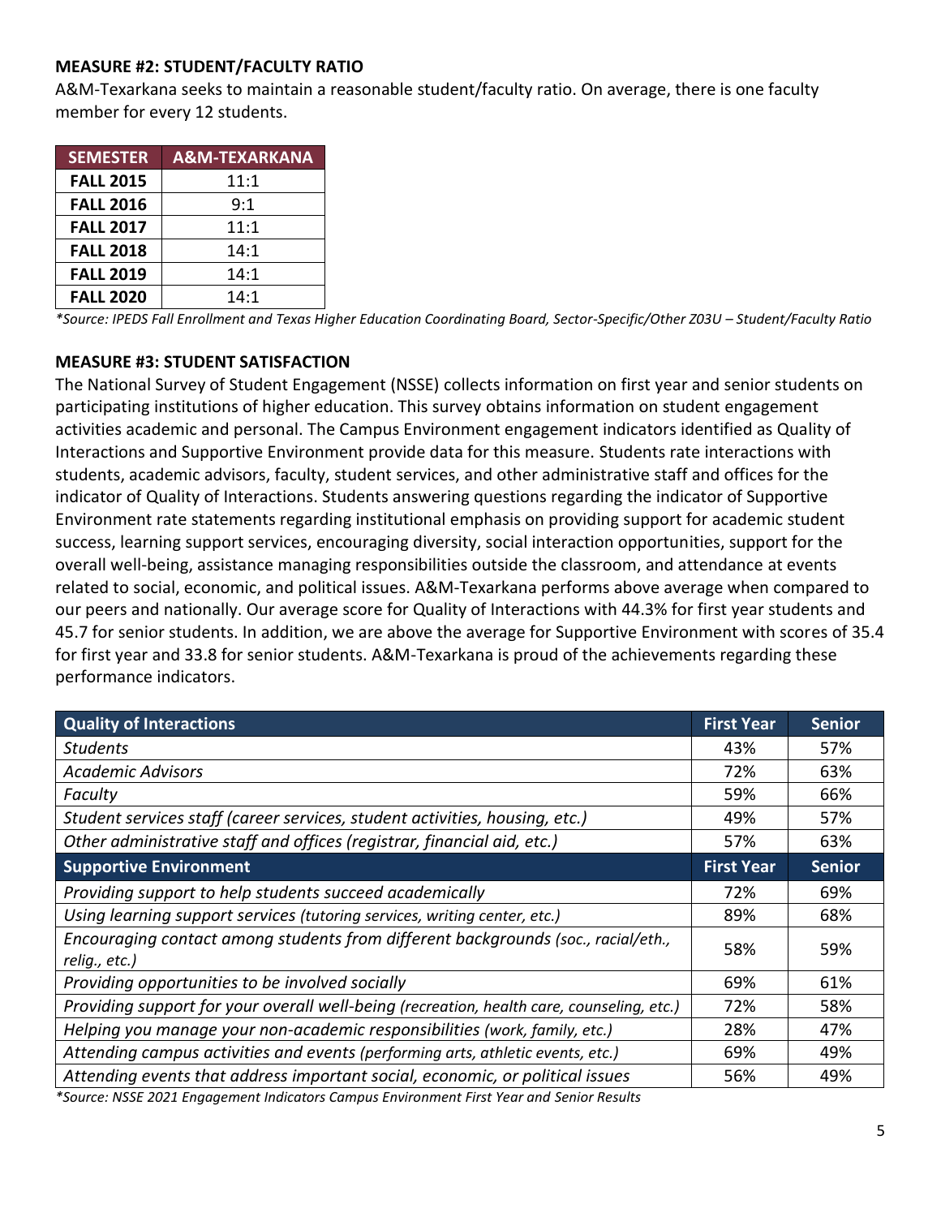**MEASURE #2: STUDENT/FACULTY RATIO**

A&M-Texarkana seeks to maintain a reasonable student/faculty ratio. On average, there is one faculty member for every 12 students.

| SEMESTER | A&M-TEXARKANA |
|---|---|
| FALL 2015 | 11:1 |
| FALL 2016 | 9:1 |
| FALL 2017 | 11:1 |
| FALL 2018 | 14:1 |
| FALL 2019 | 14:1 |
| FALL 2020 | 14:1 |

*\*Source: IPEDS Fall Enrollment and Texas Higher Education Coordinating Board, Sector-Specific/Other Z03U – Student/Faculty Ratio*

**MEASURE #3: STUDENT SATISFACTION**

The National Survey of Student Engagement (NSSE) collects information on first year and senior students on participating institutions of higher education. This survey obtains information on student engagement activities academic and personal. The Campus Environment engagement indicators identified as Quality of Interactions and Supportive Environment provide data for this measure. Students rate interactions with students, academic advisors, faculty, student services, and other administrative staff and offices for the indicator of Quality of Interactions. Students answering questions regarding the indicator of Supportive Environment rate statements regarding institutional emphasis on providing support for academic student success, learning support services, encouraging diversity, social interaction opportunities, support for the overall well-being, assistance managing responsibilities outside the classroom, and attendance at events related to social, economic, and political issues. A&M-Texarkana performs above average when compared to our peers and nationally. Our average score for Quality of Interactions with 44.3% for first year students and 45.7 for senior students. In addition, we are above the average for Supportive Environment with scores of 35.4 for first year and 33.8 for senior students. A&M-Texarkana is proud of the achievements regarding these performance indicators.

| Quality of Interactions | First Year | Senior |
|---|---|---|
| *Students* | 43% | 57% |
| *Academic Advisors* | 72% | 63% |
| *Faculty* | 59% | 66% |
| *Student services staff (career services, student activities, housing, etc.)* | 49% | 57% |
| *Other administrative staff and offices (registrar, financial aid, etc.)* | 57% | 63% |
| **Supportive Environment** | **First Year** | **Senior** |
| *Providing support to help students succeed academically* | 72% | 69% |
| *Using learning support services (tutoring services, writing center, etc.)* | 89% | 68% |
| *Encouraging contact among students from different backgrounds (soc., racial/eth., relig., etc.)* | 58% | 59% |
| *Providing opportunities to be involved socially* | 69% | 61% |
| *Providing support for your overall well-being (recreation, health care, counseling, etc.)* | 72% | 58% |
| *Helping you manage your non-academic responsibilities (work, family, etc.)* | 28% | 47% |
| *Attending campus activities and events (performing arts, athletic events, etc.)* | 69% | 49% |
| *Attending events that address important social, economic, or political issues* | 56% | 49% |

*\*Source: NSSE 2021 Engagement Indicators Campus Environment First Year and Senior Results*